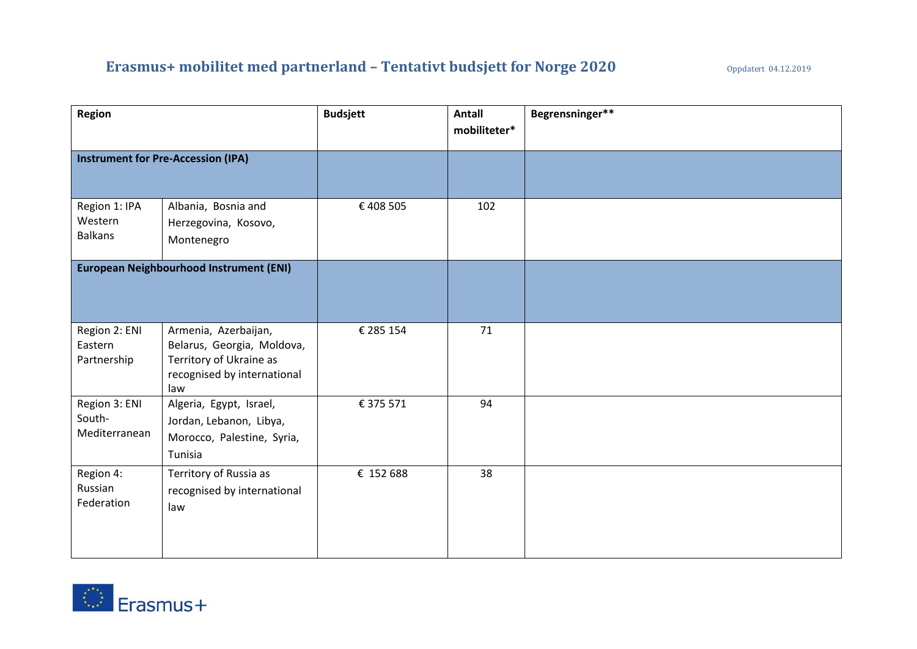# Erasmus+ mobilitet med partnerland – Tentativt budsjett for Norge 2020

Oppdatert 04.12.2019

| Region | | Budsjett | Antall mobiliteter* | Begrensninger** |
|---|---|---|---|---|
| **Instrument for Pre-Accession (IPA)** | | | | |
| Region 1: IPA Western Balkans | Albania, Bosnia and Herzegovina, Kosovo, Montenegro | € 408 505 | 102 | |
| **European Neighbourhood Instrument (ENI)** | | | | |
| Region 2: ENI Eastern Partnership | Armenia, Azerbaijan, Belarus, Georgia, Moldova, Territory of Ukraine as recognised by international law | € 285 154 | 71 | |
| Region 3: ENI South-Mediterranean | Algeria, Egypt, Israel, Jordan, Lebanon, Libya, Morocco, Palestine, Syria, Tunisia | € 375 571 | 94 | |
| Region 4: Russian Federation | Territory of Russia as recognised by international law | € 152 688 | 38 | |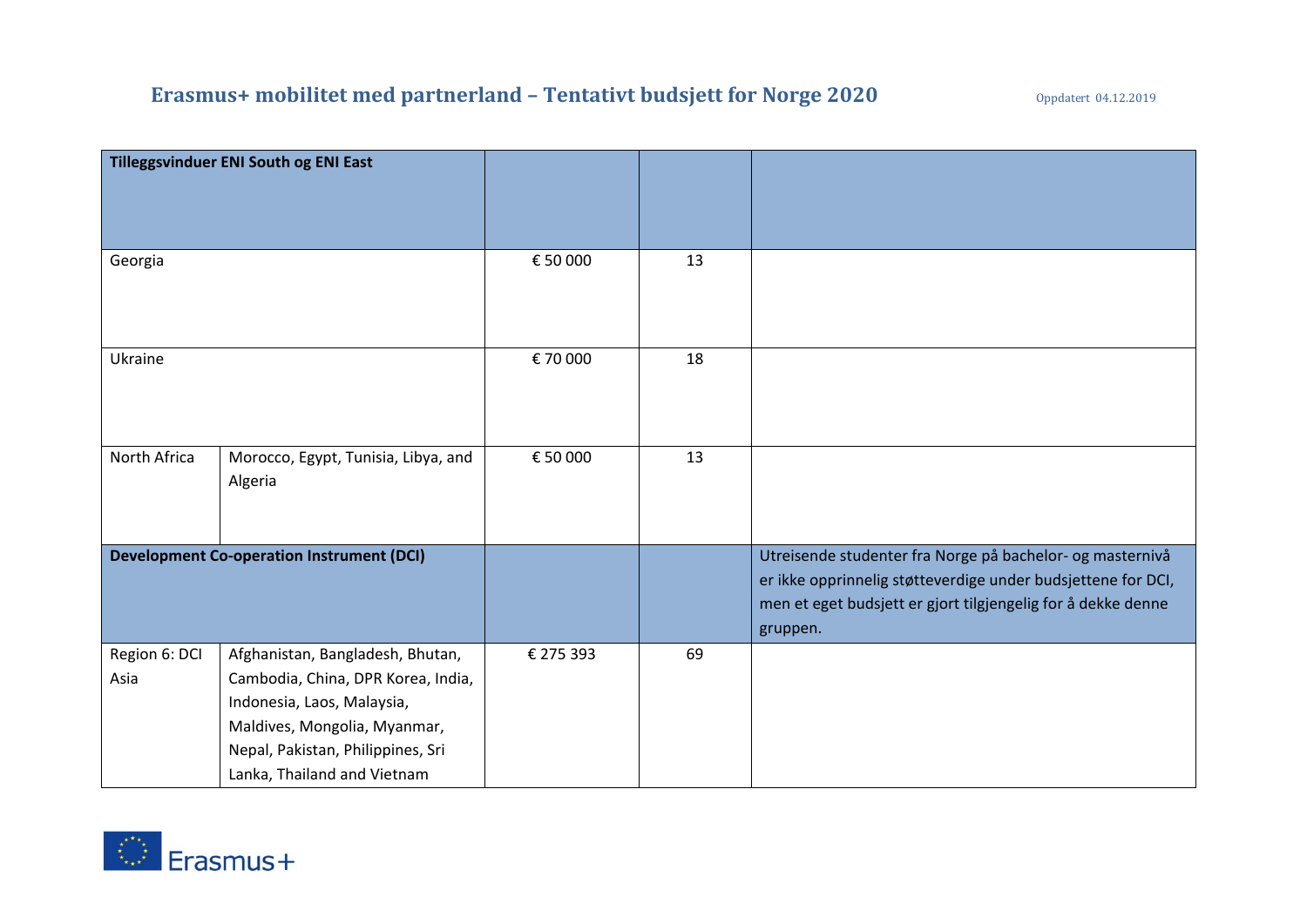# Erasmus+ mobilitet med partnerland – Tentativt budsjett for Norge 2020

Oppdatert 04.12.2019

| | | | | |
|---|---|---|---|---|
| **Tilleggsvinduer ENI South og ENI East** | | | | |
| Georgia | | € 50 000 | 13 | |
| Ukraine | | € 70 000 | 18 | |
| North Africa | Morocco, Egypt, Tunisia, Libya, and Algeria | € 50 000 | 13 | |
| **Development Co-operation Instrument (DCI)** | | | | Utreisende studenter fra Norge på bachelor- og masternivå er ikke opprinnelig støtteverdige under budsjettene for DCI, men et eget budsjett er gjort tilgjengelig for å dekke denne gruppen. |
| Region 6: DCI Asia | Afghanistan, Bangladesh, Bhutan, Cambodia, China, DPR Korea, India, Indonesia, Laos, Malaysia, Maldives, Mongolia, Myanmar, Nepal, Pakistan, Philippines, Sri Lanka, Thailand and Vietnam | € 275 393 | 69 | |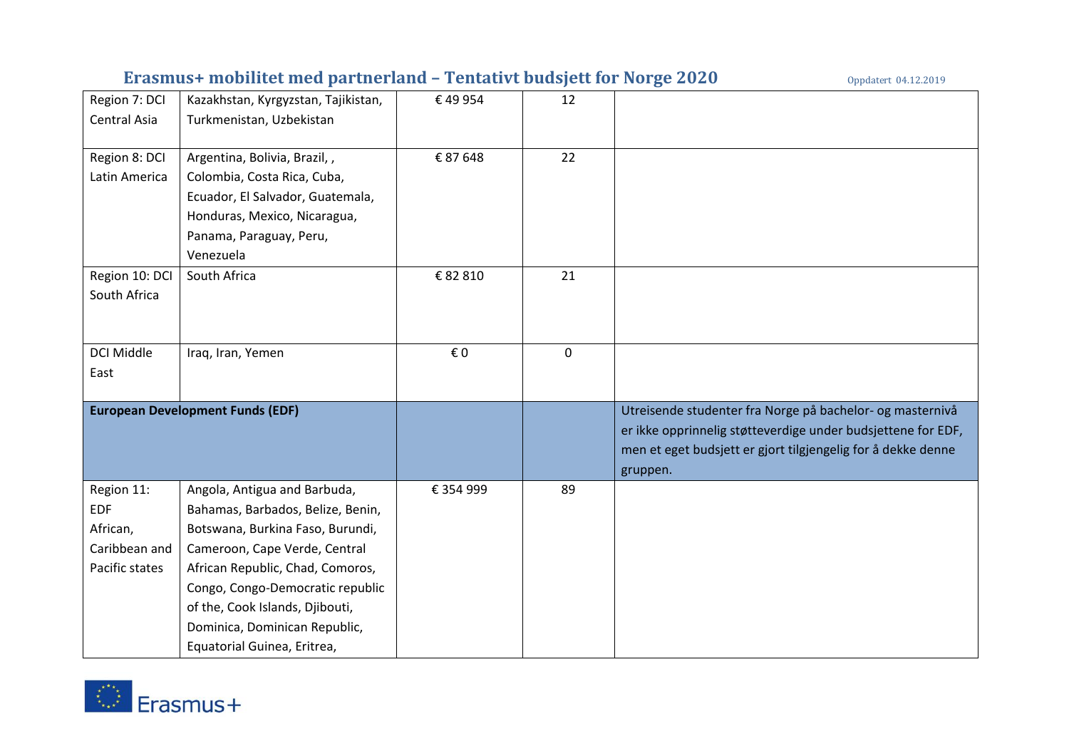| Region 7: DCI Central Asia | Kazakhstan, Kyrgyzstan, Tajikistan, Turkmenistan, Uzbekistan | € 49 954 | 12 | |
|---|---|---|---|---|
| Region 8: DCI Latin America | Argentina, Bolivia, Brazil, , Colombia, Costa Rica, Cuba, Ecuador, El Salvador, Guatemala, Honduras, Mexico, Nicaragua, Panama, Paraguay, Peru, Venezuela | € 87 648 | 22 | |
| Region 10: DCI South Africa | South Africa | € 82 810 | 21 | |
| DCI Middle East | Iraq, Iran, Yemen | € 0 | 0 | |
| **European Development Funds (EDF)** | | | | Utreisende studenter fra Norge på bachelor- og masternivå er ikke opprinnelig støtteverdige under budsjettene for EDF, men et eget budsjett er gjort tilgjengelig for å dekke denne gruppen. |
| Region 11: EDF African, Caribbean and Pacific states | Angola, Antigua and Barbuda, Bahamas, Barbados, Belize, Benin, Botswana, Burkina Faso, Burundi, Cameroon, Cape Verde, Central African Republic, Chad, Comoros, Congo, Congo-Democratic republic of the, Cook Islands, Djibouti, Dominica, Dominican Republic, Equatorial Guinea, Eritrea, | € 354 999 | 89 | |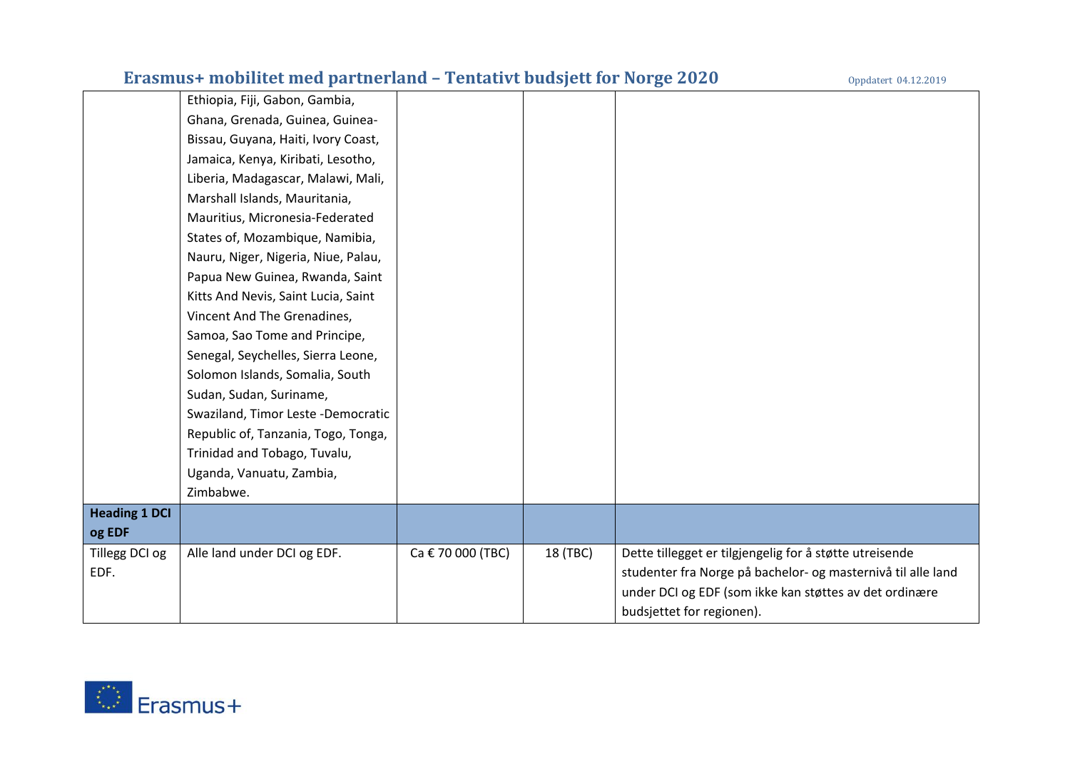| | | | | |
|---|---|---|---|---|
| | Ethiopia, Fiji, Gabon, Gambia, Ghana, Grenada, Guinea, Guinea-Bissau, Guyana, Haiti, Ivory Coast, Jamaica, Kenya, Kiribati, Lesotho, Liberia, Madagascar, Malawi, Mali, Marshall Islands, Mauritania, Mauritius, Micronesia-Federated States of, Mozambique, Namibia, Nauru, Niger, Nigeria, Niue, Palau, Papua New Guinea, Rwanda, Saint Kitts And Nevis, Saint Lucia, Saint Vincent And The Grenadines, Samoa, Sao Tome and Principe, Senegal, Seychelles, Sierra Leone, Solomon Islands, Somalia, South Sudan, Sudan, Suriname, Swaziland, Timor Leste -Democratic Republic of, Tanzania, Togo, Tonga, Trinidad and Tobago, Tuvalu, Uganda, Vanuatu, Zambia, Zimbabwe. | | | |
| **Heading 1 DCI og EDF** | | | | |
| Tillegg DCI og EDF. | Alle land under DCI og EDF. | Ca € 70 000 (TBC) | 18 (TBC) | Dette tillegget er tilgjengelig for å støtte utreisende studenter fra Norge på bachelor- og masternivå til alle land under DCI og EDF (som ikke kan støttes av det ordinære budsjettet for regionen). |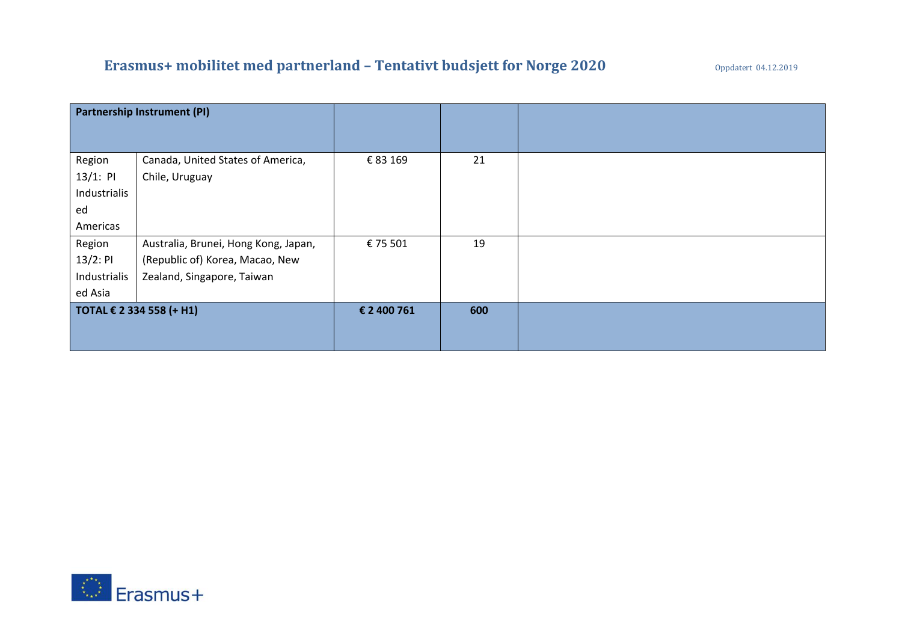# Erasmus+ mobilitet med partnerland – Tentativt budsjett for Norge 2020

Oppdatert 04.12.2019

| **Partnership Instrument (PI)** | | | | |
|---|---|---|---|---|
| Region 13/1: PI Industrialised Americas | Canada, United States of America, Chile, Uruguay | € 83 169 | 21 | |
| Region 13/2: PI Industrialised Asia | Australia, Brunei, Hong Kong, Japan, (Republic of) Korea, Macao, New Zealand, Singapore, Taiwan | € 75 501 | 19 | |
| **TOTAL € 2 334 558 (+ H1)** | | **€ 2 400 761** | **600** | |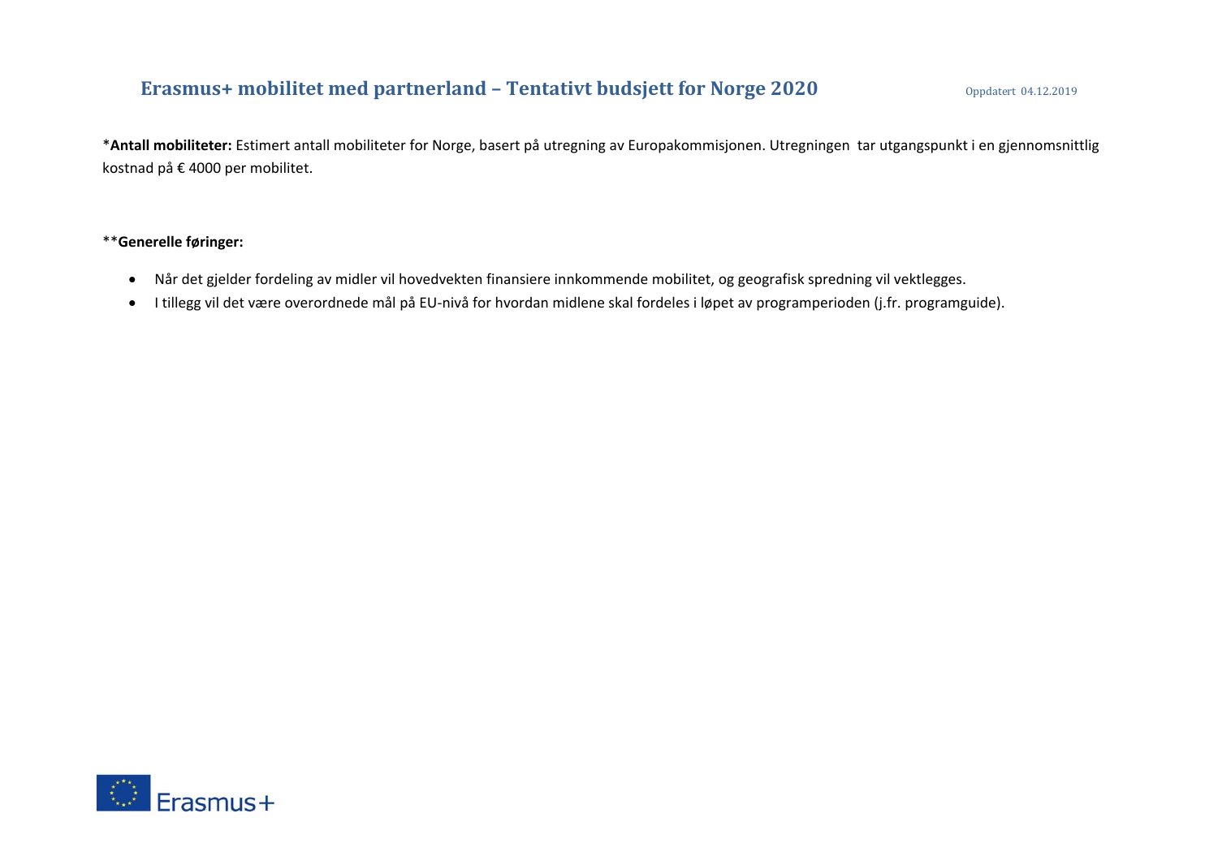# Erasmus+ mobilitet med partnerland – Tentativt budsjett for Norge 2020

Oppdatert 04.12.2019

\***Antall mobiliteter:** Estimert antall mobiliteter for Norge, basert på utregning av Europakommisjonen. Utregningen tar utgangspunkt i en gjennomsnittlig kostnad på € 4000 per mobilitet.

\*\***Generelle føringer:**

- Når det gjelder fordeling av midler vil hovedvekten finansiere innkommende mobilitet, og geografisk spredning vil vektlegges.
- I tillegg vil det være overordnede mål på EU-nivå for hvordan midlene skal fordeles i løpet av programperioden (j.fr. programguide).

Erasmus+